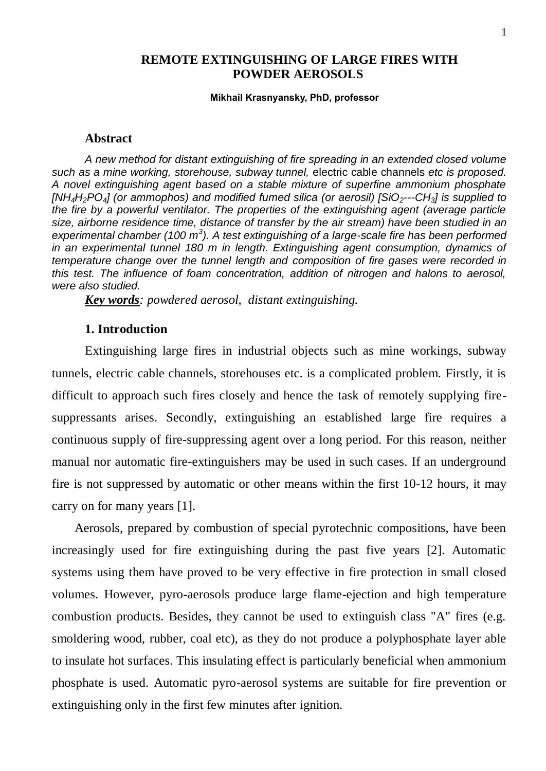# REMOTE EXTINGUISHING OF LARGE FIRES WITH POWDER AEROSOLS

**Mikhail Krasnyansky, PhD, professor**

## Abstract

*A new method for distant extinguishing of fire spreading in an extended closed volume such as a mine working, storehouse, subway tunnel,* electric cable channels *etc is proposed. A novel extinguishing agent based on a stable mixture of superfine ammonium phosphate [$NH_4H_2PO_4$] (or ammophos) and modified fumed silica (or aerosil) [$SiO_2$---$CH_3$] is supplied to the fire by a powerful ventilator. The properties of the extinguishing agent (average particle size, airborne residence time, distance of transfer by the air stream) have been studied in an experimental chamber (100 $m^3$). A test extinguishing of a large-scale fire has been performed in an experimental tunnel 180 m in length. Extinguishing agent consumption, dynamics of temperature change over the tunnel length and composition of fire gases were recorded in this test. The influence of foam concentration, addition of nitrogen and halons to aerosol, were also studied.*

***Key words****: powdered aerosol, distant extinguishing.*

## 1. Introduction

Extinguishing large fires in industrial objects such as mine workings, subway tunnels, electric cable channels, storehouses etc. is a complicated problem. Firstly, it is difficult to approach such fires closely and hence the task of remotely supplying fire-suppressants arises. Secondly, extinguishing an established large fire requires a continuous supply of fire-suppressing agent over a long period. For this reason, neither manual nor automatic fire-extinguishers may be used in such cases. If an underground fire is not suppressed by automatic or other means within the first 10-12 hours, it may carry on for many years [1].

Aerosols, prepared by combustion of special pyrotechnic compositions, have been increasingly used for fire extinguishing during the past five years [2]. Automatic systems using them have proved to be very effective in fire protection in small closed volumes. However, pyro-aerosols produce large flame-ejection and high temperature combustion products. Besides, they cannot be used to extinguish class "A" fires (e.g. smoldering wood, rubber, coal etc), as they do not produce a polyphosphate layer able to insulate hot surfaces. This insulating effect is particularly beneficial when ammonium phosphate is used. Automatic pyro-aerosol systems are suitable for fire prevention or extinguishing only in the first few minutes after ignition.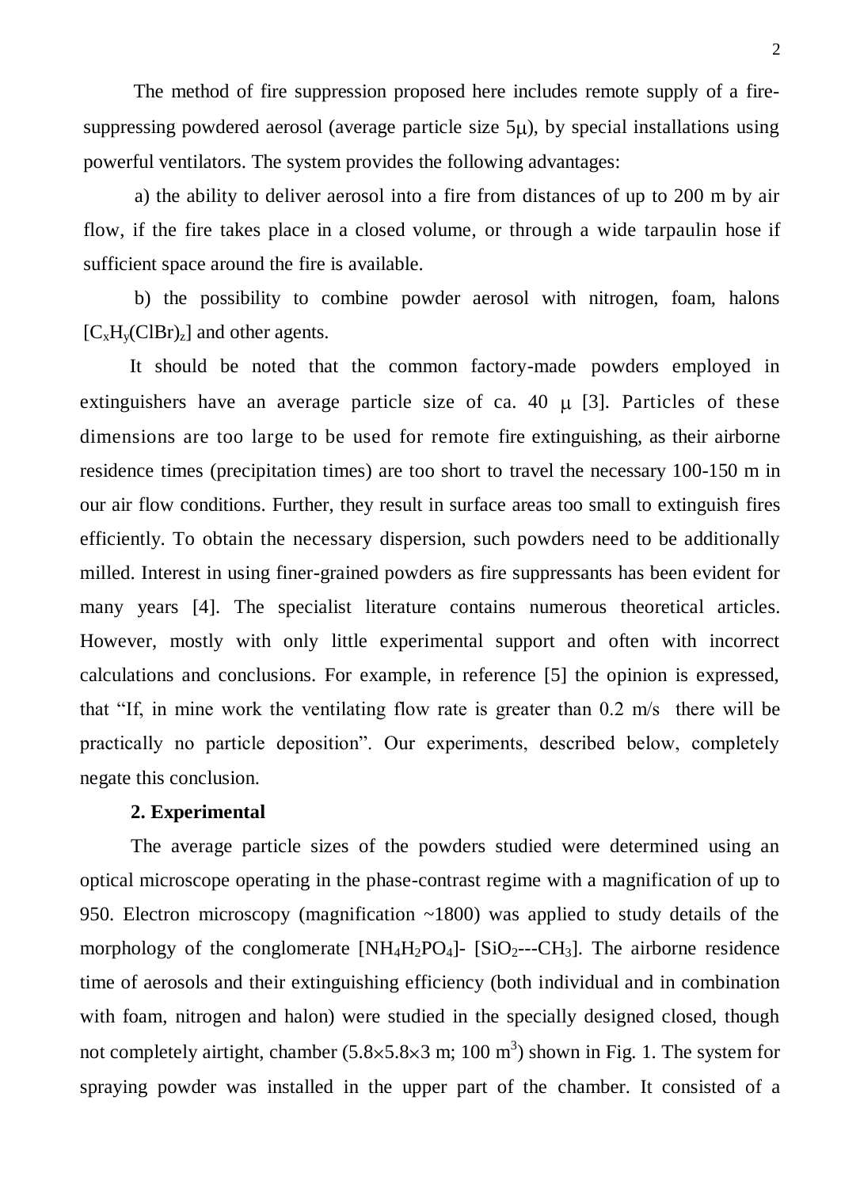The method of fire suppression proposed here includes remote supply of a fire-suppressing powdered aerosol (average particle size 5μ), by special installations using powerful ventilators. The system provides the following advantages:

a) the ability to deliver aerosol into a fire from distances of up to 200 m by air flow, if the fire takes place in a closed volume, or through a wide tarpaulin hose if sufficient space around the fire is available.

b) the possibility to combine powder aerosol with nitrogen, foam, halons $[C_xH_y(ClBr)_z]$ and other agents.

It should be noted that the common factory-made powders employed in extinguishers have an average particle size of ca. 40 μ [3]. Particles of these dimensions are too large to be used for remote fire extinguishing, as their airborne residence times (precipitation times) are too short to travel the necessary 100-150 m in our air flow conditions. Further, they result in surface areas too small to extinguish fires efficiently. To obtain the necessary dispersion, such powders need to be additionally milled. Interest in using finer-grained powders as fire suppressants has been evident for many years [4]. The specialist literature contains numerous theoretical articles. However, mostly with only little experimental support and often with incorrect calculations and conclusions. For example, in reference [5] the opinion is expressed, that "If, in mine work the ventilating flow rate is greater than 0.2 m/s there will be practically no particle deposition". Our experiments, described below, completely negate this conclusion.

## 2. Experimental

The average particle sizes of the powders studied were determined using an optical microscope operating in the phase-contrast regime with a magnification of up to 950. Electron microscopy (magnification ~1800) was applied to study details of the morphology of the conglomerate $[NH_4H_2PO_4]$- $[SiO_2$---$CH_3]$. The airborne residence time of aerosols and their extinguishing efficiency (both individual and in combination with foam, nitrogen and halon) were studied in the specially designed closed, though not completely airtight, chamber (5.8×5.8×3 m; 100 $m^3$) shown in Fig. 1. The system for spraying powder was installed in the upper part of the chamber. It consisted of a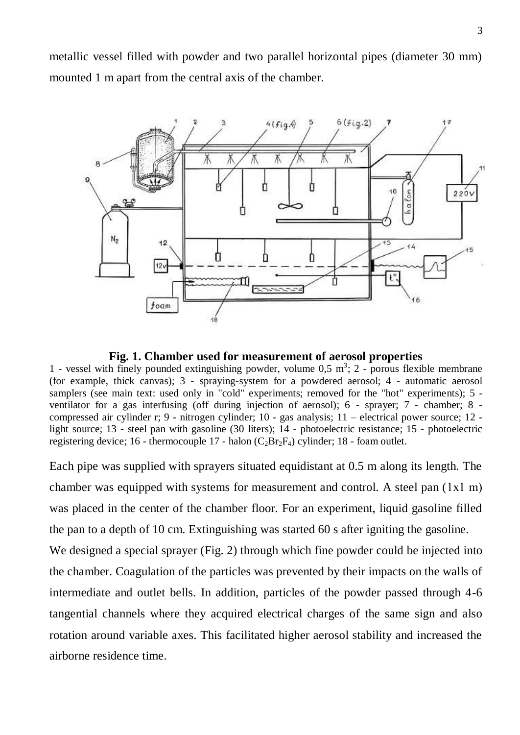metallic vessel filled with powder and two parallel horizontal pipes (diameter 30 mm) mounted 1 m apart from the central axis of the chamber.

**Fig. 1. Chamber used for measurement of aerosol properties**

1 - vessel with finely pounded extinguishing powder, volume 0,5 $m^3$; 2 - porous flexible membrane (for example, thick canvas); 3 - spraying-system for a powdered aerosol; 4 - automatic aerosol samplers (see main text: used only in "cold" experiments; removed for the "hot" experiments); 5 - ventilator for a gas interfusing (off during injection of aerosol); 6 - sprayer; 7 - chamber; 8 - compressed air cylinder r; 9 - nitrogen cylinder; 10 - gas analysis; 11 – electrical power source; 12 - light source; 13 - steel pan with gasoline (30 liters); 14 - photoelectric resistance; 15 - photoelectric registering device; 16 - thermocouple 17 - halon ($C_2Br_2F_4$) cylinder; 18 - foam outlet.

Each pipe was supplied with sprayers situated equidistant at 0.5 m along its length. The chamber was equipped with systems for measurement and control. A steel pan (1x1 m) was placed in the center of the chamber floor. For an experiment, liquid gasoline filled the pan to a depth of 10 cm. Extinguishing was started 60 s after igniting the gasoline.

We designed a special sprayer (Fig. 2) through which fine powder could be injected into the chamber. Coagulation of the particles was prevented by their impacts on the walls of intermediate and outlet bells. In addition, particles of the powder passed through 4-6 tangential channels where they acquired electrical charges of the same sign and also rotation around variable axes. This facilitated higher aerosol stability and increased the airborne residence time.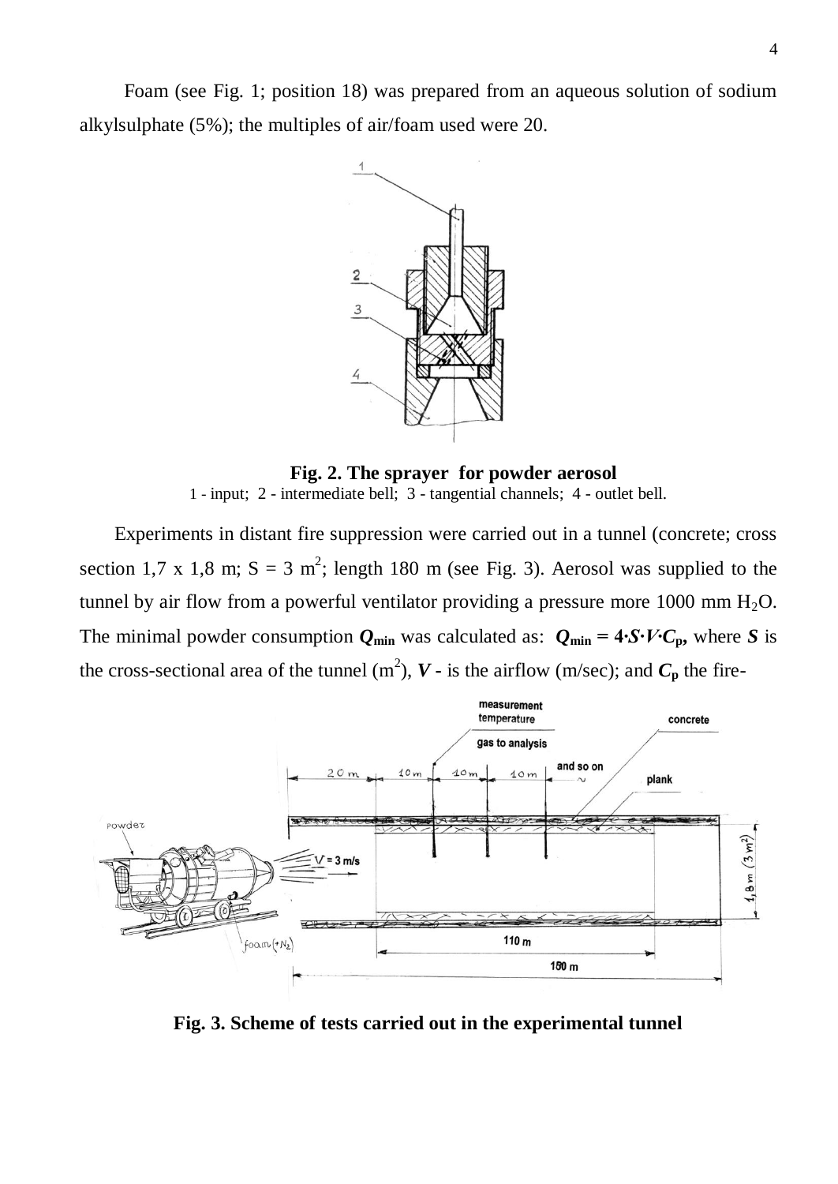Foam (see Fig. 1; position 18) was prepared from an aqueous solution of sodium alkylsulphate (5%); the multiples of air/foam used were 20.

**Fig. 2. The sprayer for powder aerosol**

1 - input; 2 - intermediate bell; 3 - tangential channels; 4 - outlet bell.

Experiments in distant fire suppression were carried out in a tunnel (concrete; cross section 1,7 x 1,8 m; S = 3 $m^2$; length 180 m (see Fig. 3). Aerosol was supplied to the tunnel by air flow from a powerful ventilator providing a pressure more 1000 mm $H_2O$. The minimal powder consumption $Q_{min}$ was calculated as: $Q_{min} = 4 \cdot S \cdot V \cdot C_p$, where $S$ is the cross-sectional area of the tunnel ($m^2$), $V$ - is the airflow (m/sec); and $C_p$ the fire-

**Fig. 3. Scheme of tests carried out in the experimental tunnel**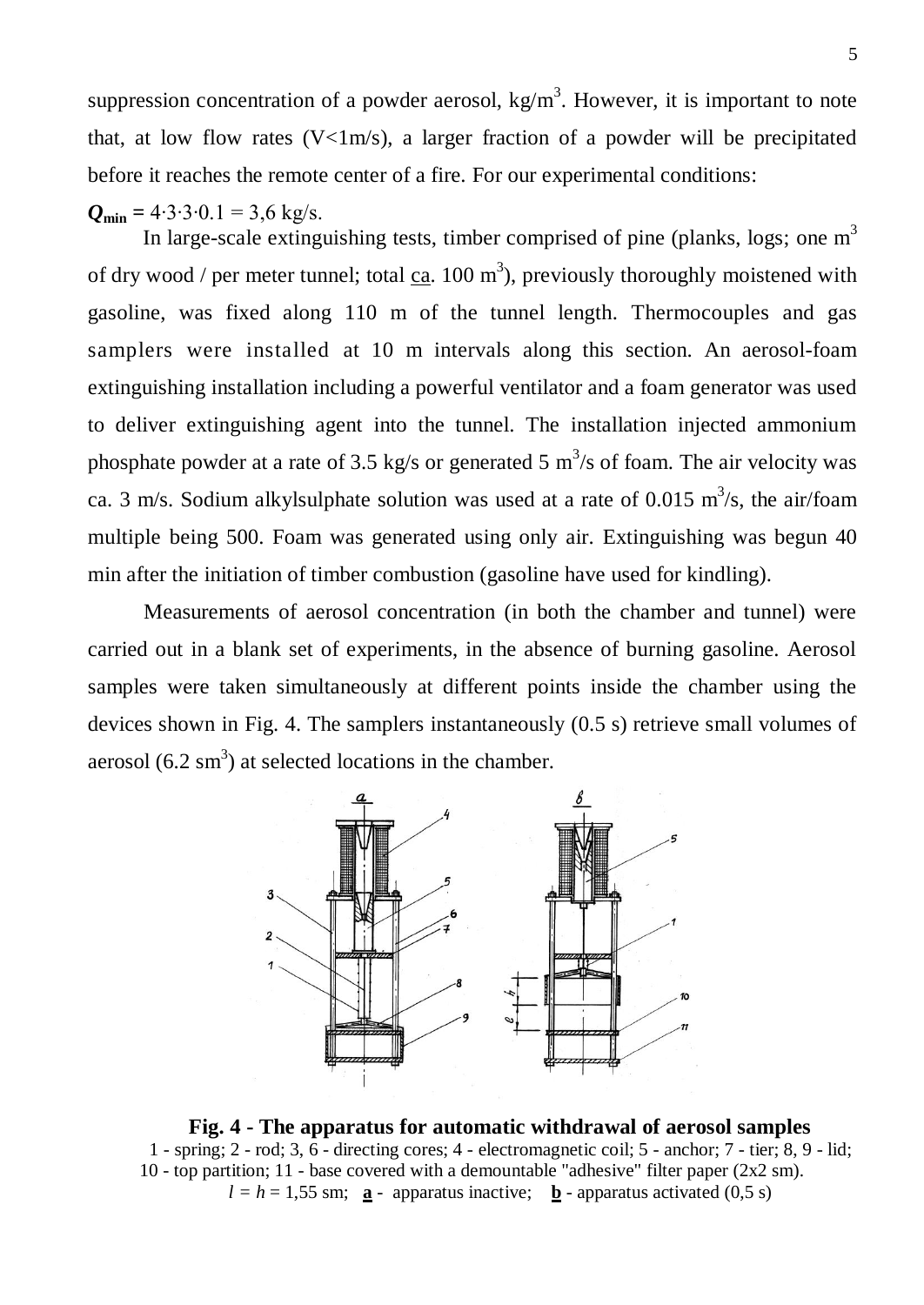suppression concentration of a powder aerosol, kg/m$^3$. However, it is important to note that, at low flow rates (V<1m/s), a larger fraction of a powder will be precipitated before it reaches the remote center of a fire. For our experimental conditions:

$\boldsymbol{Q_{min}}$ = 4·3·3·0.1 = 3,6 kg/s.

In large-scale extinguishing tests, timber comprised of pine (planks, logs; one m$^3$ of dry wood / per meter tunnel; total ca. 100 m$^3$), previously thoroughly moistened with gasoline, was fixed along 110 m of the tunnel length. Thermocouples and gas samplers were installed at 10 m intervals along this section. An aerosol-foam extinguishing installation including a powerful ventilator and a foam generator was used to deliver extinguishing agent into the tunnel. The installation injected ammonium phosphate powder at a rate of 3.5 kg/s or generated 5 m$^3$/s of foam. The air velocity was ca. 3 m/s. Sodium alkylsulphate solution was used at a rate of 0.015 m$^3$/s, the air/foam multiple being 500. Foam was generated using only air. Extinguishing was begun 40 min after the initiation of timber combustion (gasoline have used for kindling).

Measurements of aerosol concentration (in both the chamber and tunnel) were carried out in a blank set of experiments, in the absence of burning gasoline. Aerosol samples were taken simultaneously at different points inside the chamber using the devices shown in Fig. 4. The samplers instantaneously (0.5 s) retrieve small volumes of aerosol (6.2 sm$^3$) at selected locations in the chamber.

**Fig. 4 - The apparatus for automatic withdrawal of aerosol samples**

1 - spring; 2 - rod; 3, 6 - directing cores; 4 - electromagnetic coil; 5 - anchor; 7 - tier; 8, 9 - lid; 10 - top partition; 11 - base covered with a demountable "adhesive" filter paper (2x2 sm).
$l = h$ = 1,55 sm; **a** - apparatus inactive; **b** - apparatus activated (0,5 s)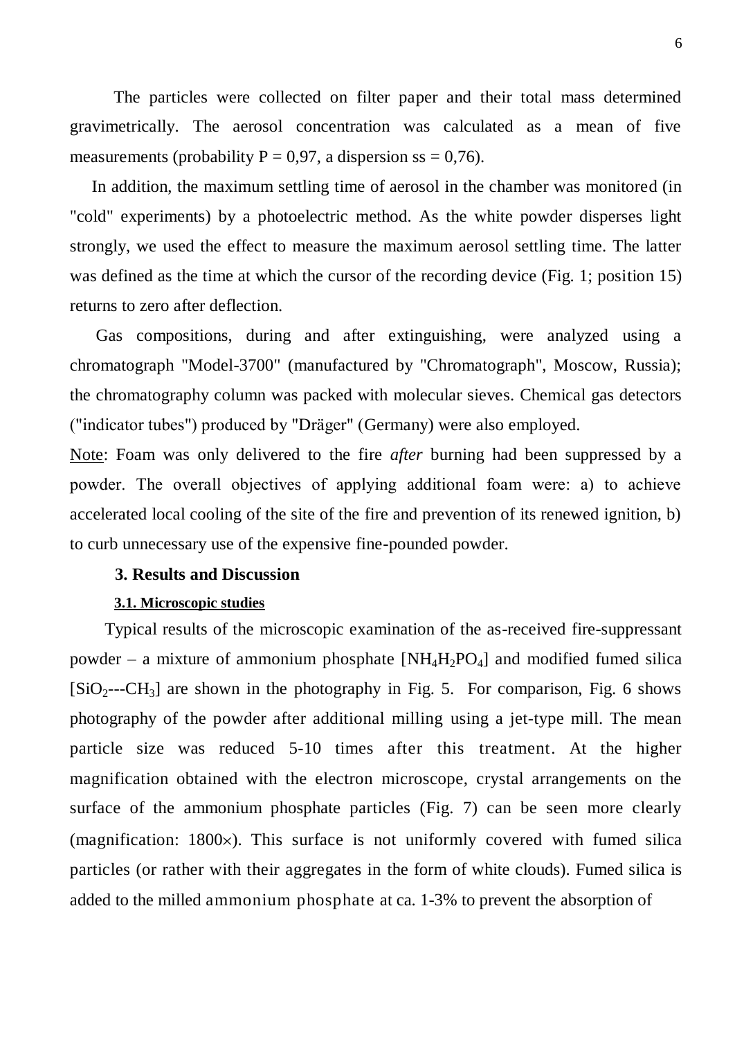The particles were collected on filter paper and their total mass determined gravimetrically. The aerosol concentration was calculated as a mean of five measurements (probability P = 0,97, a dispersion ss = 0,76).

In addition, the maximum settling time of aerosol in the chamber was monitored (in "cold" experiments) by a photoelectric method. As the white powder disperses light strongly, we used the effect to measure the maximum aerosol settling time. The latter was defined as the time at which the cursor of the recording device (Fig. 1; position 15) returns to zero after deflection.

Gas compositions, during and after extinguishing, were analyzed using a chromatograph "Model-3700" (manufactured by "Chromatograph", Moscow, Russia); the chromatography column was packed with molecular sieves. Chemical gas detectors ("indicator tubes") produced by "Dräger" (Germany) were also employed.

<u>Note</u>: Foam was only delivered to the fire *after* burning had been suppressed by a powder. The overall objectives of applying additional foam were: a) to achieve accelerated local cooling of the site of the fire and prevention of its renewed ignition, b) to curb unnecessary use of the expensive fine-pounded powder.

## 3. Results and Discussion

### 3.1. Microscopic studies

Typical results of the microscopic examination of the as-received fire-suppressant powder – a mixture of ammonium phosphate [$NH_4H_2PO_4$] and modified fumed silica [$SiO_2$---$CH_3$] are shown in the photography in Fig. 5. For comparison, Fig. 6 shows photography of the powder after additional milling using a jet-type mill. The mean particle size was reduced 5-10 times after this treatment. At the higher magnification obtained with the electron microscope, crystal arrangements on the surface of the ammonium phosphate particles (Fig. 7) can be seen more clearly (magnification: 1800×). This surface is not uniformly covered with fumed silica particles (or rather with their aggregates in the form of white clouds). Fumed silica is added to the milled ammonium phosphate at ca. 1-3% to prevent the absorption of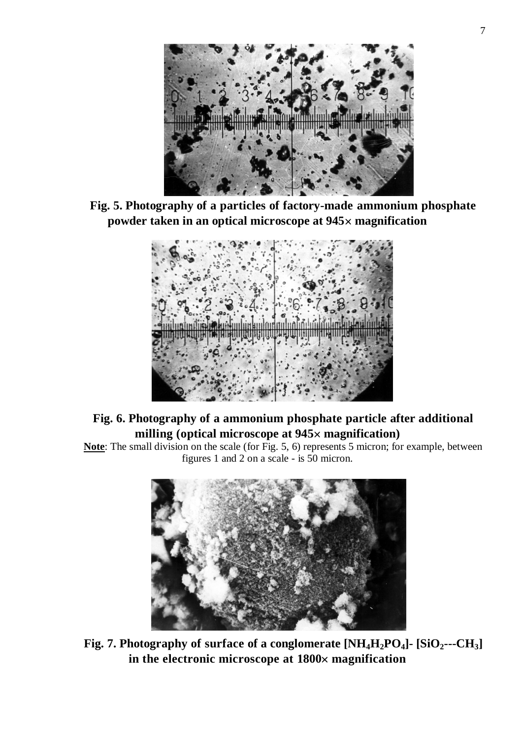**Fig. 5. Photography of a particles of factory-made ammonium phosphate powder taken in an optical microscope at 945× magnification**

**Fig. 6. Photography of a ammonium phosphate particle after additional milling (optical microscope at 945× magnification)**

**Note**: The small division on the scale (for Fig. 5, 6) represents 5 micron; for example, between figures 1 and 2 on a scale - is 50 micron.

**Fig. 7. Photography of surface of a conglomerate [$NH_4H_2PO_4$]- [$SiO_2$---$CH_3$] in the electronic microscope at 1800× magnification**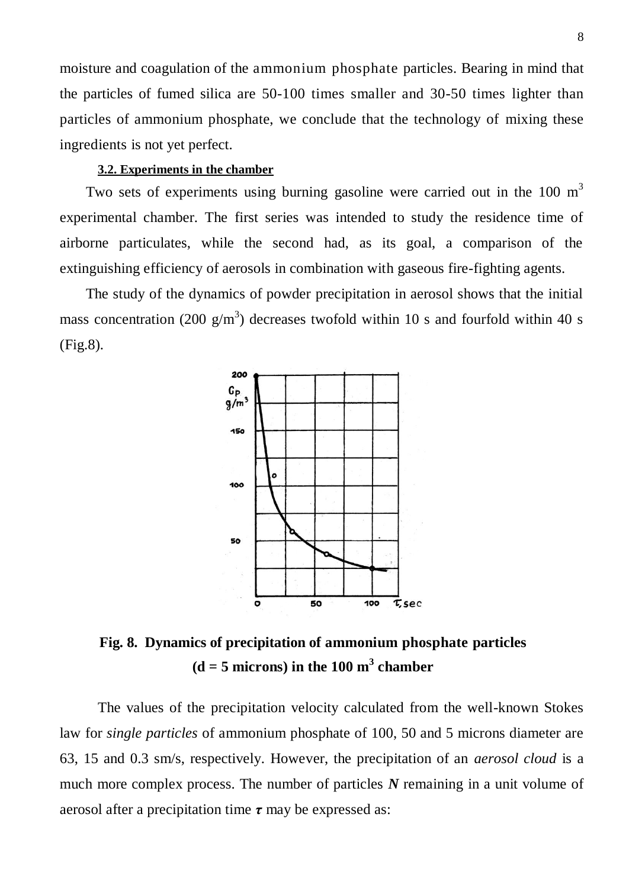moisture and coagulation of the ammonium phosphate particles. Bearing in mind that the particles of fumed silica are 50-100 times smaller and 30-50 times lighter than particles of ammonium phosphate, we conclude that the technology of mixing these ingredients is not yet perfect.

### 3.2. Experiments in the chamber

Two sets of experiments using burning gasoline were carried out in the 100 $m^3$ experimental chamber. The first series was intended to study the residence time of airborne particulates, while the second had, as its goal, a comparison of the extinguishing efficiency of aerosols in combination with gaseous fire-fighting agents.

The study of the dynamics of powder precipitation in aerosol shows that the initial mass concentration (200 $g/m^3$) decreases twofold within 10 s and fourfold within 40 s (Fig.8).

**Fig. 8. Dynamics of precipitation of ammonium phosphate particles (d = 5 microns) in the 100 $m^3$ chamber**

The values of the precipitation velocity calculated from the well-known Stokes law for *single particles* of ammonium phosphate of 100, 50 and 5 microns diameter are 63, 15 and 0.3 sm/s, respectively. However, the precipitation of an *aerosol cloud* is a much more complex process. The number of particles $N$ remaining in a unit volume of aerosol after a precipitation time $\tau$ may be expressed as: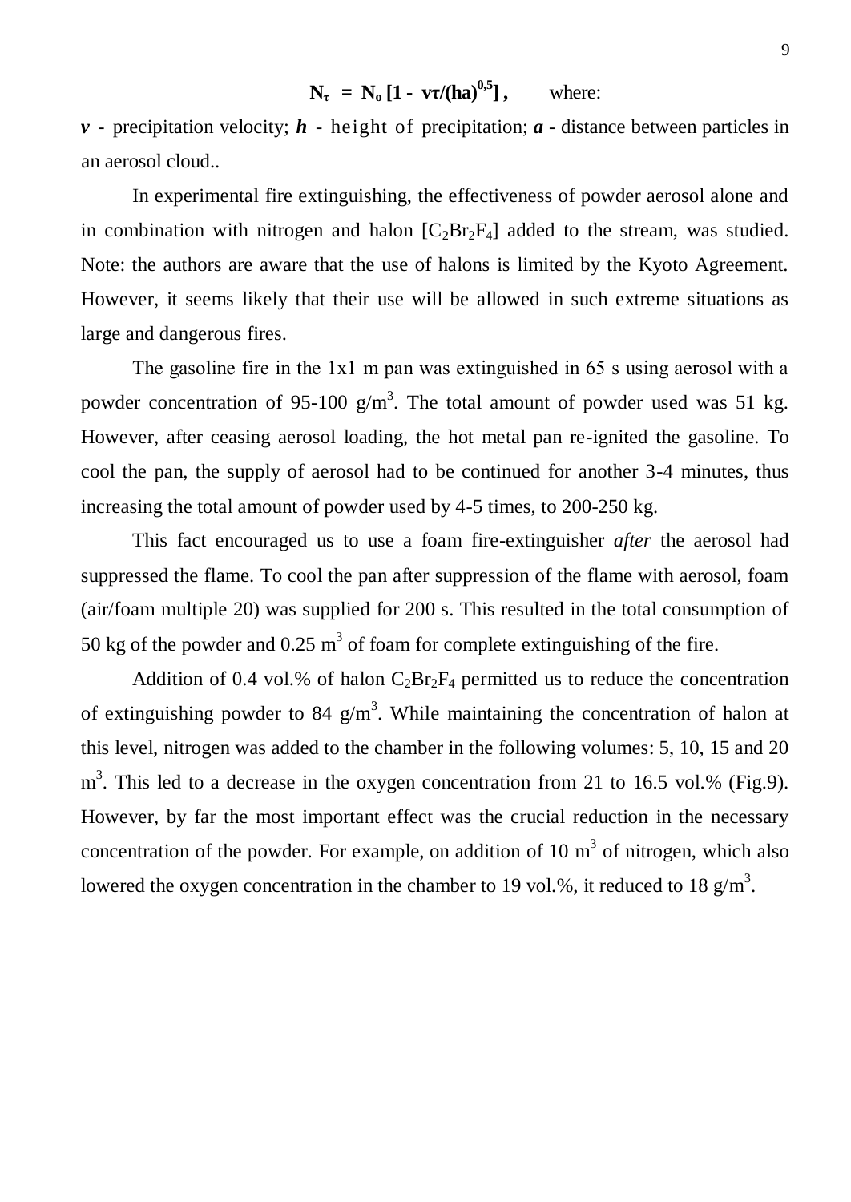$$\mathbf{N_\tau = N_o [1 - v\tau/(ha)^{0,5}]},$$ where:

***v*** - precipitation velocity; ***h*** - height of precipitation; ***a*** - distance between particles in an aerosol cloud..

In experimental fire extinguishing, the effectiveness of powder aerosol alone and in combination with nitrogen and halon [$C_2Br_2F_4$] added to the stream, was studied. Note: the authors are aware that the use of halons is limited by the Kyoto Agreement. However, it seems likely that their use will be allowed in such extreme situations as large and dangerous fires.

The gasoline fire in the 1x1 m pan was extinguished in 65 s using aerosol with a powder concentration of 95-100 g/m$^3$. The total amount of powder used was 51 kg. However, after ceasing aerosol loading, the hot metal pan re-ignited the gasoline. To cool the pan, the supply of aerosol had to be continued for another 3-4 minutes, thus increasing the total amount of powder used by 4-5 times, to 200-250 kg.

This fact encouraged us to use a foam fire-extinguisher *after* the aerosol had suppressed the flame. To cool the pan after suppression of the flame with aerosol, foam (air/foam multiple 20) was supplied for 200 s. This resulted in the total consumption of 50 kg of the powder and 0.25 m$^3$ of foam for complete extinguishing of the fire.

Addition of 0.4 vol.% of halon $C_2Br_2F_4$ permitted us to reduce the concentration of extinguishing powder to 84 g/m$^3$. While maintaining the concentration of halon at this level, nitrogen was added to the chamber in the following volumes: 5, 10, 15 and 20 m$^3$. This led to a decrease in the oxygen concentration from 21 to 16.5 vol.% (Fig.9). However, by far the most important effect was the crucial reduction in the necessary concentration of the powder. For example, on addition of 10 m$^3$ of nitrogen, which also lowered the oxygen concentration in the chamber to 19 vol.%, it reduced to 18 g/m$^3$.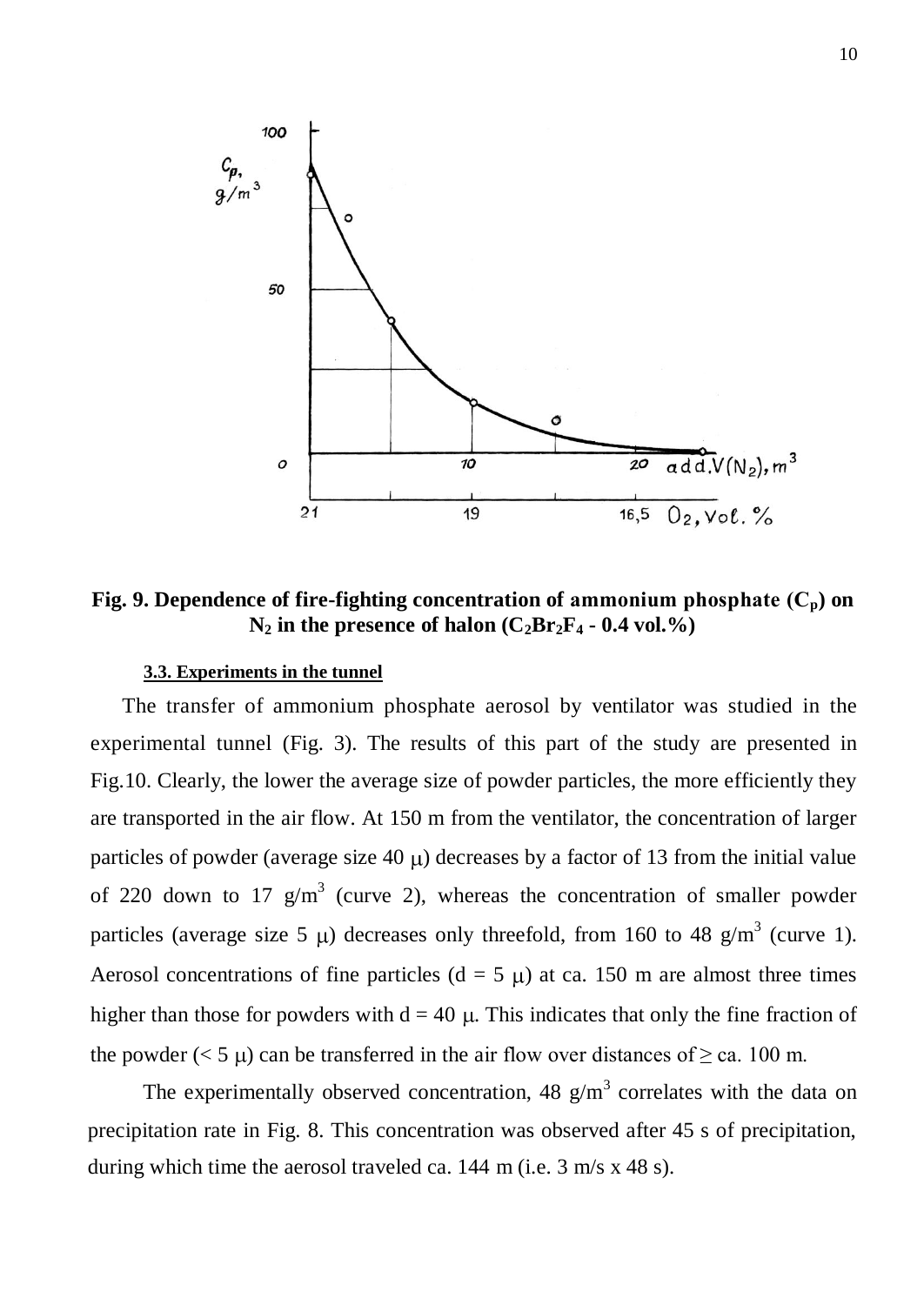**Fig. 9. Dependence of fire-fighting concentration of ammonium phosphate ($C_p$) on $N_2$ in the presence of halon ($C_2Br_2F_4$ - 0.4 vol.%)**

### 3.3. Experiments in the tunnel

The transfer of ammonium phosphate aerosol by ventilator was studied in the experimental tunnel (Fig. 3). The results of this part of the study are presented in Fig.10. Clearly, the lower the average size of powder particles, the more efficiently they are transported in the air flow. At 150 m from the ventilator, the concentration of larger particles of powder (average size 40 μ) decreases by a factor of 13 from the initial value of 220 down to 17 g/m$^3$ (curve 2), whereas the concentration of smaller powder particles (average size 5 μ) decreases only threefold, from 160 to 48 g/m$^3$ (curve 1). Aerosol concentrations of fine particles (d = 5 μ) at ca. 150 m are almost three times higher than those for powders with d = 40 μ. This indicates that only the fine fraction of the powder (< 5 μ) can be transferred in the air flow over distances of ≥ ca. 100 m.

The experimentally observed concentration, 48 g/m$^3$ correlates with the data on precipitation rate in Fig. 8. This concentration was observed after 45 s of precipitation, during which time the aerosol traveled ca. 144 m (i.e. 3 m/s x 48 s).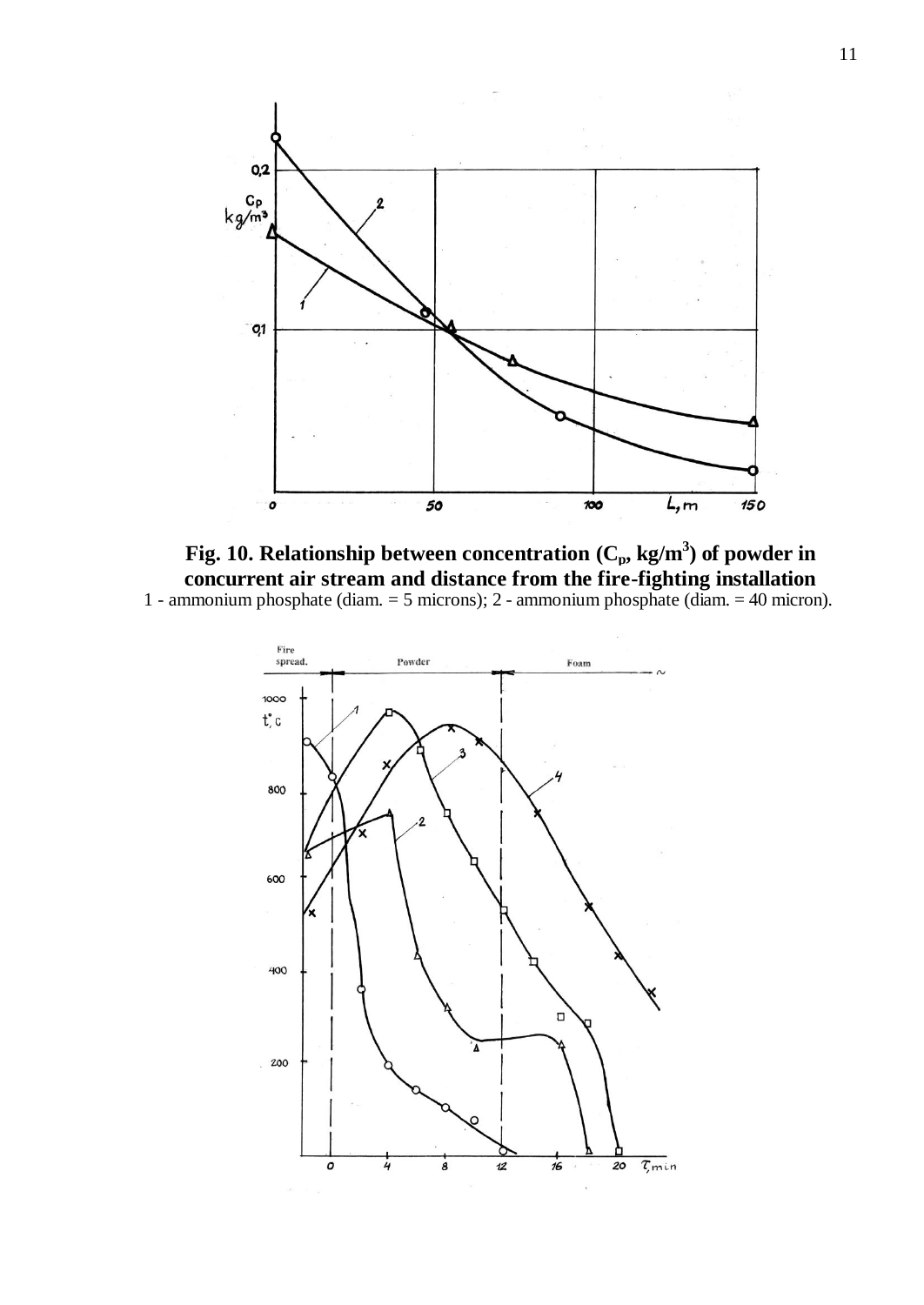**Fig. 10. Relationship between concentration ($C_p$, kg/m$^3$) of powder in concurrent air stream and distance from the fire-fighting installation**

1 - ammonium phosphate (diam. = 5 microns); 2 - ammonium phosphate (diam. = 40 micron).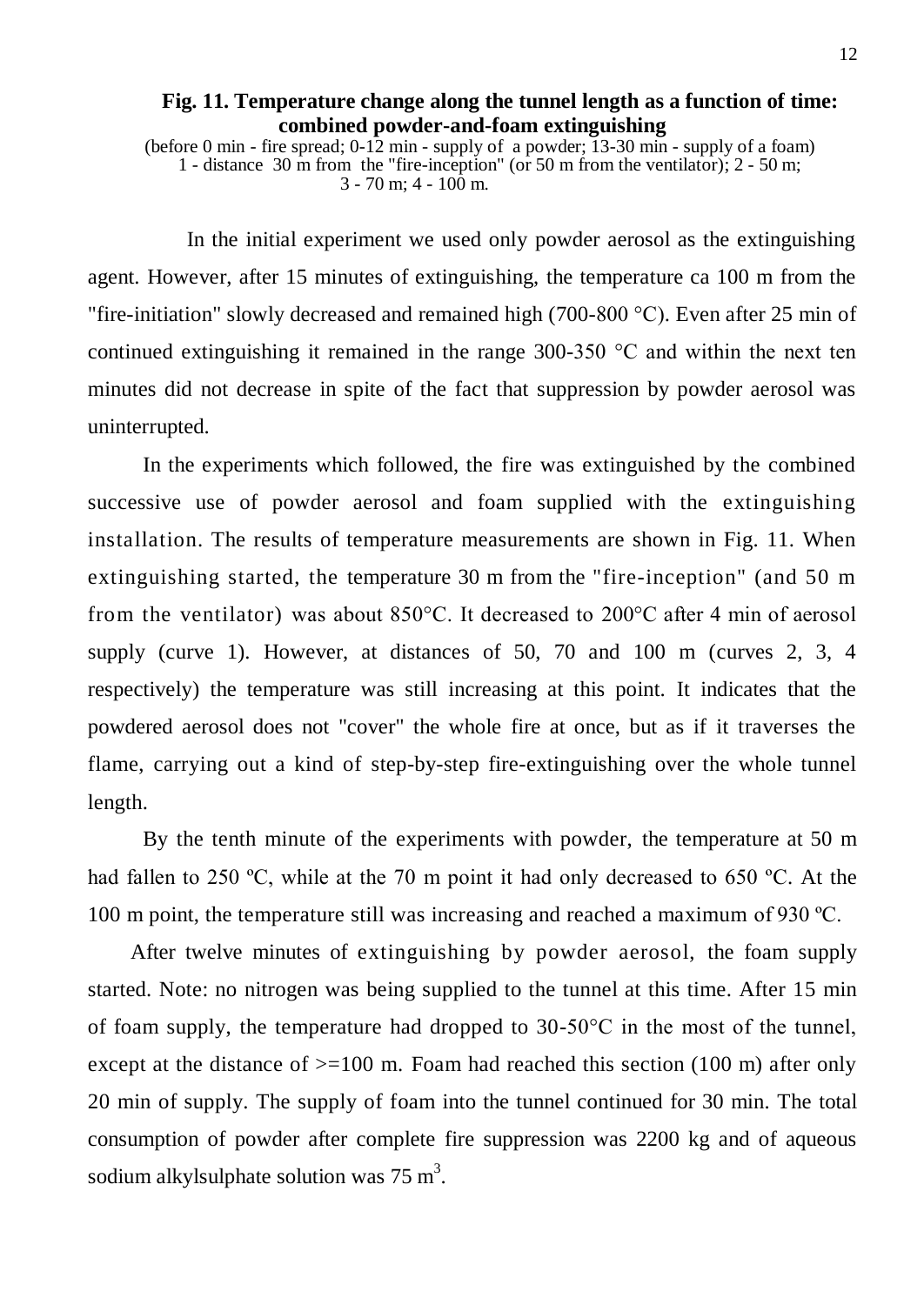**Fig. 11. Temperature change along the tunnel length as a function of time: combined powder-and-foam extinguishing**

(before 0 min - fire spread; 0-12 min - supply of a powder; 13-30 min - supply of a foam)
1 - distance 30 m from the "fire-inception" (or 50 m from the ventilator); 2 - 50 m;
3 - 70 m; 4 - 100 m.

In the initial experiment we used only powder aerosol as the extinguishing agent. However, after 15 minutes of extinguishing, the temperature ca 100 m from the "fire-initiation" slowly decreased and remained high (700-800 °C). Even after 25 min of continued extinguishing it remained in the range 300-350 °C and within the next ten minutes did not decrease in spite of the fact that suppression by powder aerosol was uninterrupted.

In the experiments which followed, the fire was extinguished by the combined successive use of powder aerosol and foam supplied with the extinguishing installation. The results of temperature measurements are shown in Fig. 11. When extinguishing started, the temperature 30 m from the "fire-inception" (and 50 m from the ventilator) was about 850°C. It decreased to 200°C after 4 min of aerosol supply (curve 1). However, at distances of 50, 70 and 100 m (curves 2, 3, 4 respectively) the temperature was still increasing at this point. It indicates that the powdered aerosol does not "cover" the whole fire at once, but as if it traverses the flame, carrying out a kind of step-by-step fire-extinguishing over the whole tunnel length.

By the tenth minute of the experiments with powder, the temperature at 50 m had fallen to 250 ºC, while at the 70 m point it had only decreased to 650 ºC. At the 100 m point, the temperature still was increasing and reached a maximum of 930 ºC.

After twelve minutes of extinguishing by powder aerosol, the foam supply started. Note: no nitrogen was being supplied to the tunnel at this time. After 15 min of foam supply, the temperature had dropped to 30-50°C in the most of the tunnel, except at the distance of >=100 m. Foam had reached this section (100 m) after only 20 min of supply. The supply of foam into the tunnel continued for 30 min. The total consumption of powder after complete fire suppression was 2200 kg and of aqueous sodium alkylsulphate solution was 75 $m^3$.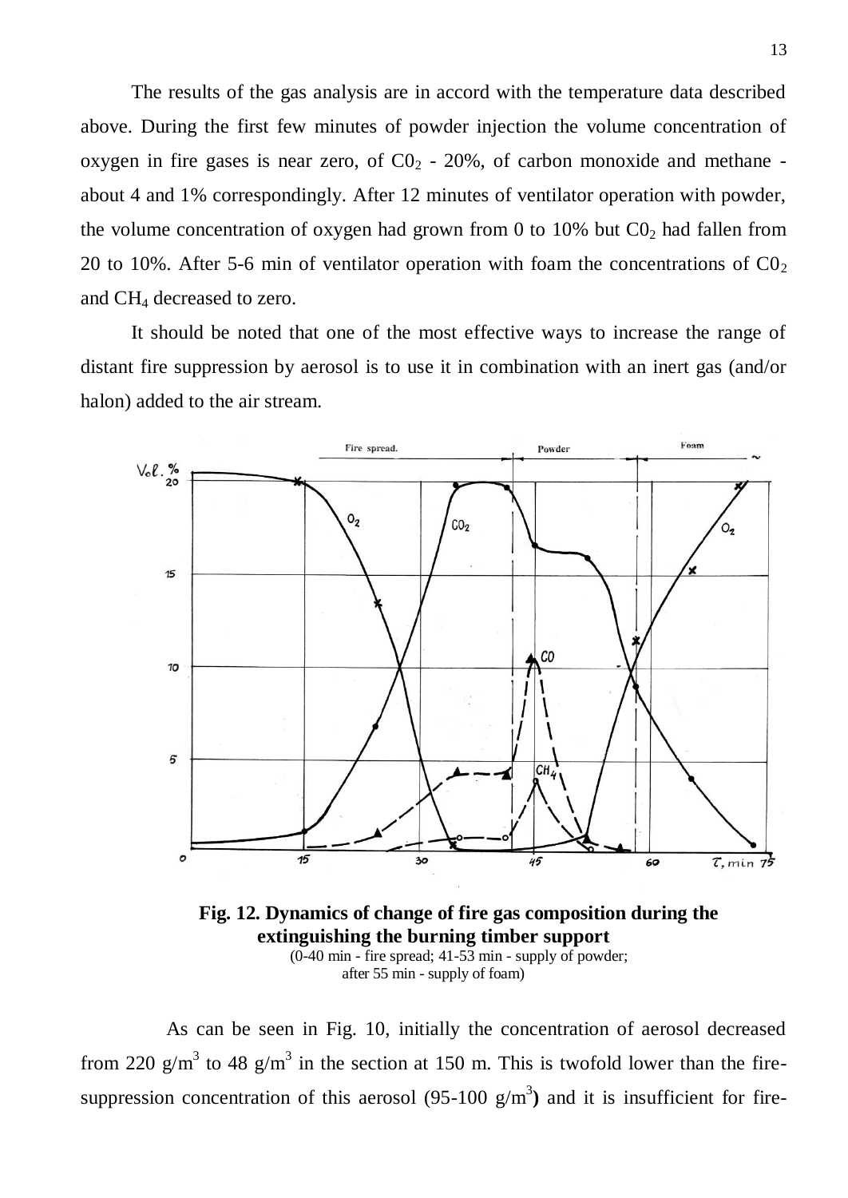The results of the gas analysis are in accord with the temperature data described above. During the first few minutes of powder injection the volume concentration of oxygen in fire gases is near zero, of $C0_2$ - 20%, of carbon monoxide and methane - about 4 and 1% correspondingly. After 12 minutes of ventilator operation with powder, the volume concentration of oxygen had grown from 0 to 10% but $C0_2$ had fallen from 20 to 10%. After 5-6 min of ventilator operation with foam the concentrations of $C0_2$ and $CH_4$ decreased to zero.

It should be noted that one of the most effective ways to increase the range of distant fire suppression by aerosol is to use it in combination with an inert gas (and/or halon) added to the air stream.

**Fig. 12. Dynamics of change of fire gas composition during the extinguishing the burning timber support**

(0-40 min - fire spread; 41-53 min - supply of powder; after 55 min - supply of foam)

As can be seen in Fig. 10, initially the concentration of aerosol decreased from 220 g/m$^3$ to 48 g/m$^3$ in the section at 150 m. This is twofold lower than the fire-suppression concentration of this aerosol (95-100 g/m$^3$**)** and it is insufficient for fire-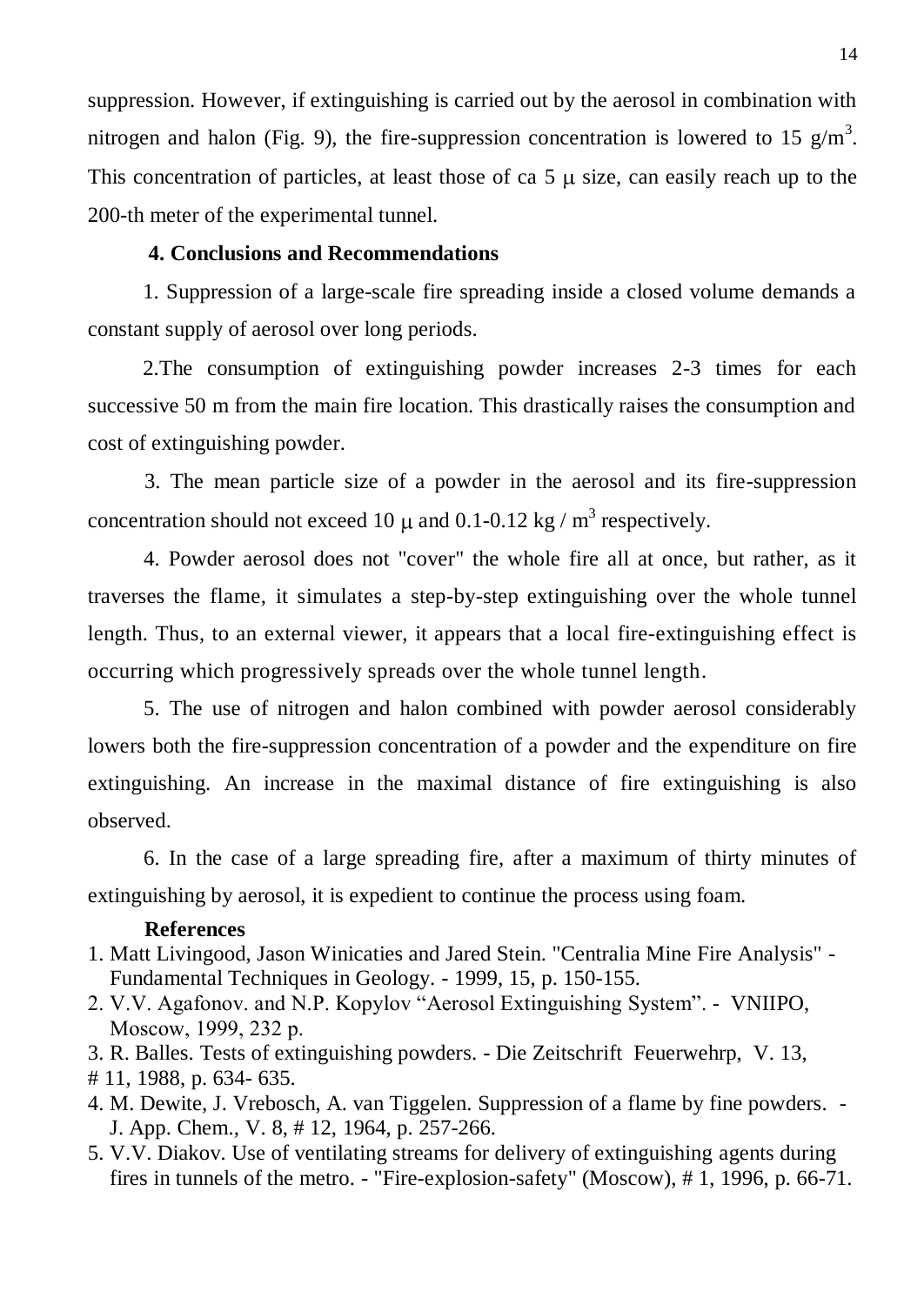suppression. However, if extinguishing is carried out by the aerosol in combination with nitrogen and halon (Fig. 9), the fire-suppression concentration is lowered to 15 $g/m^3$. This concentration of particles, at least those of ca 5 $\mu$ size, can easily reach up to the 200-th meter of the experimental tunnel.

## 4. Conclusions and Recommendations

1. Suppression of a large-scale fire spreading inside a closed volume demands a constant supply of aerosol over long periods.

2. The consumption of extinguishing powder increases 2-3 times for each successive 50 m from the main fire location. This drastically raises the consumption and cost of extinguishing powder.

3. The mean particle size of a powder in the aerosol and its fire-suppression concentration should not exceed 10 $\mu$ and 0.1-0.12 kg / $m^3$ respectively.

4. Powder aerosol does not "cover" the whole fire all at once, but rather, as it traverses the flame, it simulates a step-by-step extinguishing over the whole tunnel length. Thus, to an external viewer, it appears that a local fire-extinguishing effect is occurring which progressively spreads over the whole tunnel length.

5. The use of nitrogen and halon combined with powder aerosol considerably lowers both the fire-suppression concentration of a powder and the expenditure on fire extinguishing. An increase in the maximal distance of fire extinguishing is also observed.

6. In the case of a large spreading fire, after a maximum of thirty minutes of extinguishing by aerosol, it is expedient to continue the process using foam.

### References

1. Matt Livingood, Jason Winicaties and Jared Stein. "Centralia Mine Fire Analysis" - Fundamental Techniques in Geology. - 1999, 15, p. 150-155.
2. V.V. Agafonov. and N.P. Kopylov "Aerosol Extinguishing System". - VNIIPO, Moscow, 1999, 232 p.
3. R. Balles. Tests of extinguishing powders. - Die Zeitschrift Feuerwehrp, V. 13, # 11, 1988, p. 634- 635.
4. M. Dewite, J. Vrebosch, A. van Tiggelen. Suppression of a flame by fine powders. - J. App. Chem., V. 8, # 12, 1964, p. 257-266.
5. V.V. Diakov. Use of ventilating streams for delivery of extinguishing agents during fires in tunnels of the metro. - "Fire-explosion-safety" (Moscow), # 1, 1996, p. 66-71.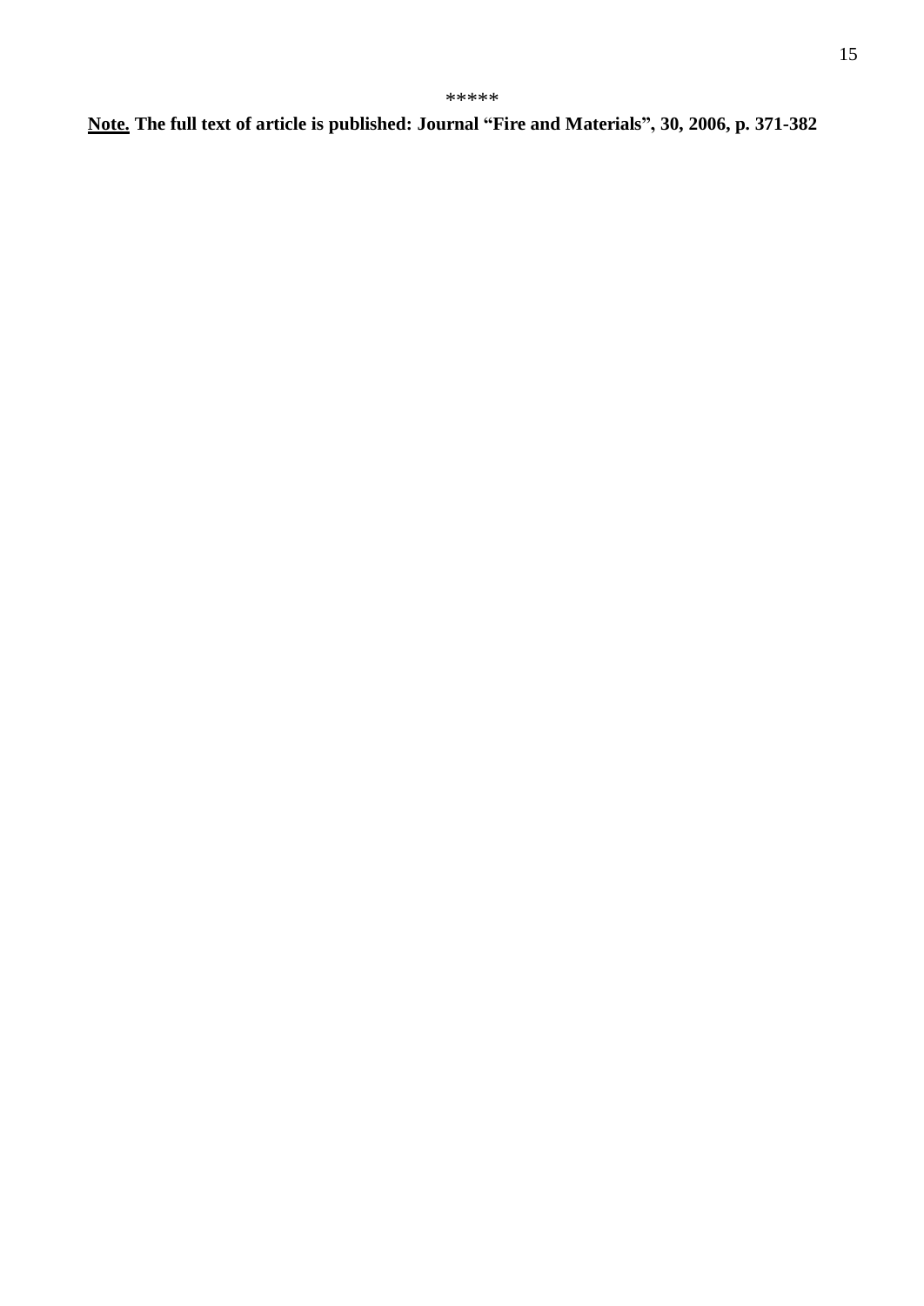*****

**<u>Note.</u> The full text of article is published: Journal "Fire and Materials", 30, 2006, p. 371-382**